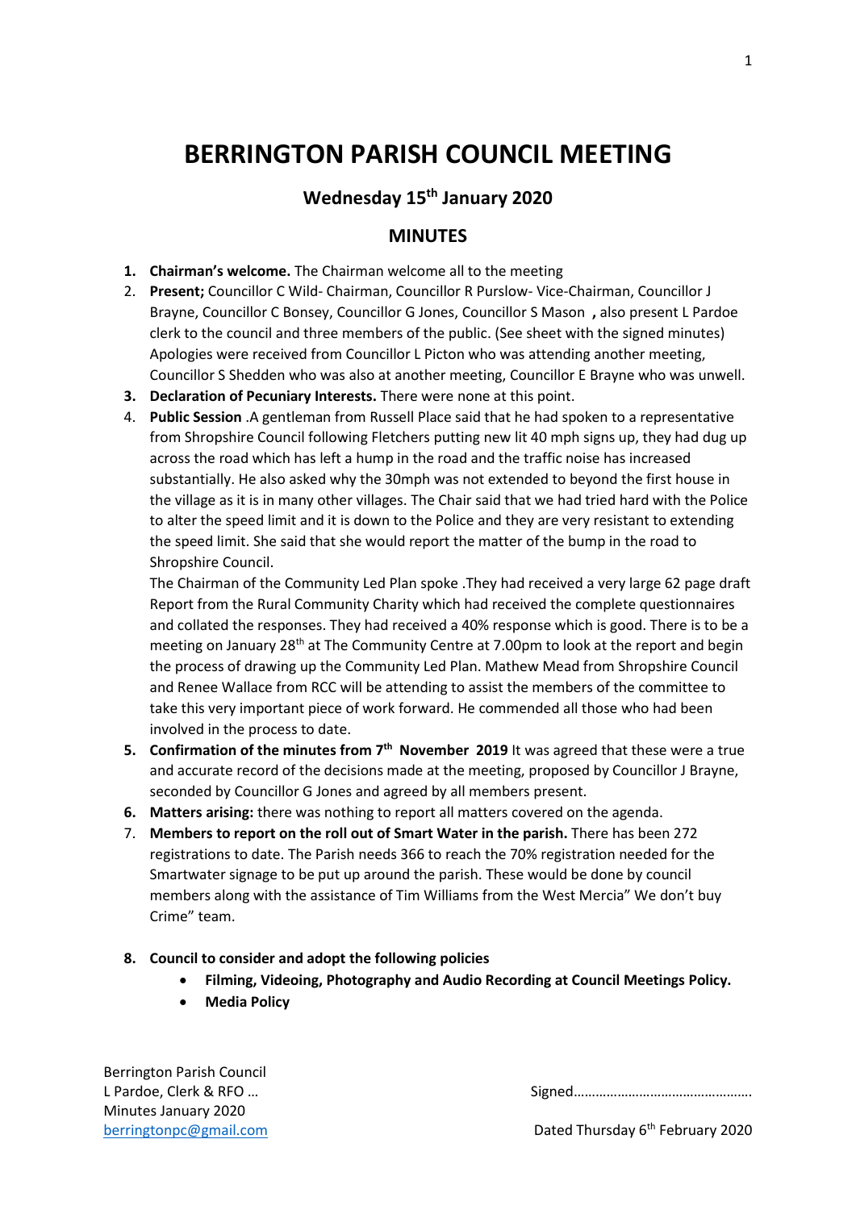# BERRINGTON PARISH COUNCIL MEETING

## Wednesday 15th January 2020

## MINUTES

1. **Chairman's welcome.** The Chairman welcome all to the meeting
2. **Present;** Councillor C Wild- Chairman, Councillor R Purslow- Vice-Chairman, Councillor J Brayne, Councillor C Bonsey, Councillor G Jones, Councillor S Mason **,** also present L Pardoe clerk to the council and three members of the public. (See sheet with the signed minutes) Apologies were received from Councillor L Picton who was attending another meeting, Councillor S Shedden who was also at another meeting, Councillor E Brayne who was unwell.
3. **Declaration of Pecuniary Interests.** There were none at this point.
4. **Public Session** .A gentleman from Russell Place said that he had spoken to a representative from Shropshire Council following Fletchers putting new lit 40 mph signs up, they had dug up across the road which has left a hump in the road and the traffic noise has increased substantially. He also asked why the 30mph was not extended to beyond the first house in the village as it is in many other villages. The Chair said that we had tried hard with the Police to alter the speed limit and it is down to the Police and they are very resistant to extending the speed limit. She said that she would report the matter of the bump in the road to Shropshire Council.

   The Chairman of the Community Led Plan spoke .They had received a very large 62 page draft Report from the Rural Community Charity which had received the complete questionnaires and collated the responses. They had received a 40% response which is good. There is to be a meeting on January 28th at The Community Centre at 7.00pm to look at the report and begin the process of drawing up the Community Led Plan. Mathew Mead from Shropshire Council and Renee Wallace from RCC will be attending to assist the members of the committee to take this very important piece of work forward. He commended all those who had been involved in the process to date.
5. **Confirmation of the minutes from 7th November 2019** It was agreed that these were a true and accurate record of the decisions made at the meeting, proposed by Councillor J Brayne, seconded by Councillor G Jones and agreed by all members present.
6. **Matters arising:** there was nothing to report all matters covered on the agenda.
7. **Members to report on the roll out of Smart Water in the parish.** There has been 272 registrations to date. The Parish needs 366 to reach the 70% registration needed for the Smartwater signage to be put up around the parish. These would be done by council members along with the assistance of Tim Williams from the West Mercia" We don't buy Crime" team.
8. **Council to consider and adopt the following policies**
   - **Filming, Videoing, Photography and Audio Recording at Council Meetings Policy.**
   - **Media Policy**

Berrington Parish Council
L Pardoe, Clerk & RFO …
Minutes January 2020
berringtonpc@gmail.com

Signed…………………………………………

Dated Thursday 6th February 2020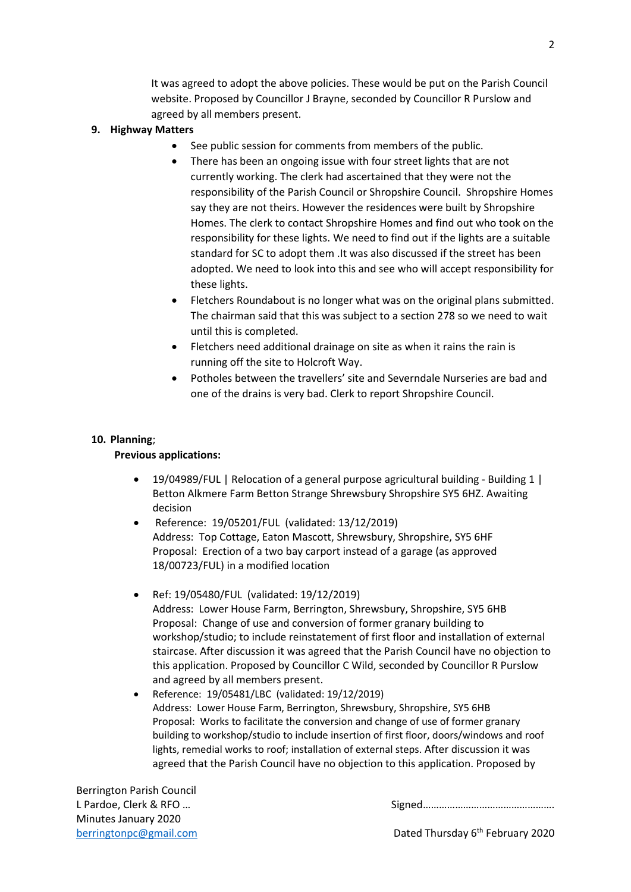It was agreed to adopt the above policies. These would be put on the Parish Council website. Proposed by Councillor J Brayne, seconded by Councillor R Purslow and agreed by all members present.

**9. Highway Matters**

- See public session for comments from members of the public.
- There has been an ongoing issue with four street lights that are not currently working. The clerk had ascertained that they were not the responsibility of the Parish Council or Shropshire Council. Shropshire Homes say they are not theirs. However the residences were built by Shropshire Homes. The clerk to contact Shropshire Homes and find out who took on the responsibility for these lights. We need to find out if the lights are a suitable standard for SC to adopt them .It was also discussed if the street has been adopted. We need to look into this and see who will accept responsibility for these lights.
- Fletchers Roundabout is no longer what was on the original plans submitted. The chairman said that this was subject to a section 278 so we need to wait until this is completed.
- Fletchers need additional drainage on site as when it rains the rain is running off the site to Holcroft Way.
- Potholes between the travellers' site and Severndale Nurseries are bad and one of the drains is very bad. Clerk to report Shropshire Council.

**10. Planning**;

**Previous applications:**

- 19/04989/FUL | Relocation of a general purpose agricultural building - Building 1 | Betton Alkmere Farm Betton Strange Shrewsbury Shropshire SY5 6HZ. Awaiting decision
- Reference: 19/05201/FUL (validated: 13/12/2019)
  Address: Top Cottage, Eaton Mascott, Shrewsbury, Shropshire, SY5 6HF
  Proposal: Erection of a two bay carport instead of a garage (as approved 18/00723/FUL) in a modified location
- Ref: 19/05480/FUL (validated: 19/12/2019)
  Address: Lower House Farm, Berrington, Shrewsbury, Shropshire, SY5 6HB
  Proposal: Change of use and conversion of former granary building to workshop/studio; to include reinstatement of first floor and installation of external staircase. After discussion it was agreed that the Parish Council have no objection to this application. Proposed by Councillor C Wild, seconded by Councillor R Purslow and agreed by all members present.
- Reference: 19/05481/LBC (validated: 19/12/2019)
  Address: Lower House Farm, Berrington, Shrewsbury, Shropshire, SY5 6HB
  Proposal: Works to facilitate the conversion and change of use of former granary building to workshop/studio to include insertion of first floor, doors/windows and roof lights, remedial works to roof; installation of external steps. After discussion it was agreed that the Parish Council have no objection to this application. Proposed by

Berrington Parish Council
L Pardoe, Clerk & RFO …
Minutes January 2020
berringtonpc@gmail.com

Signed…………………………………………

Dated Thursday 6th February 2020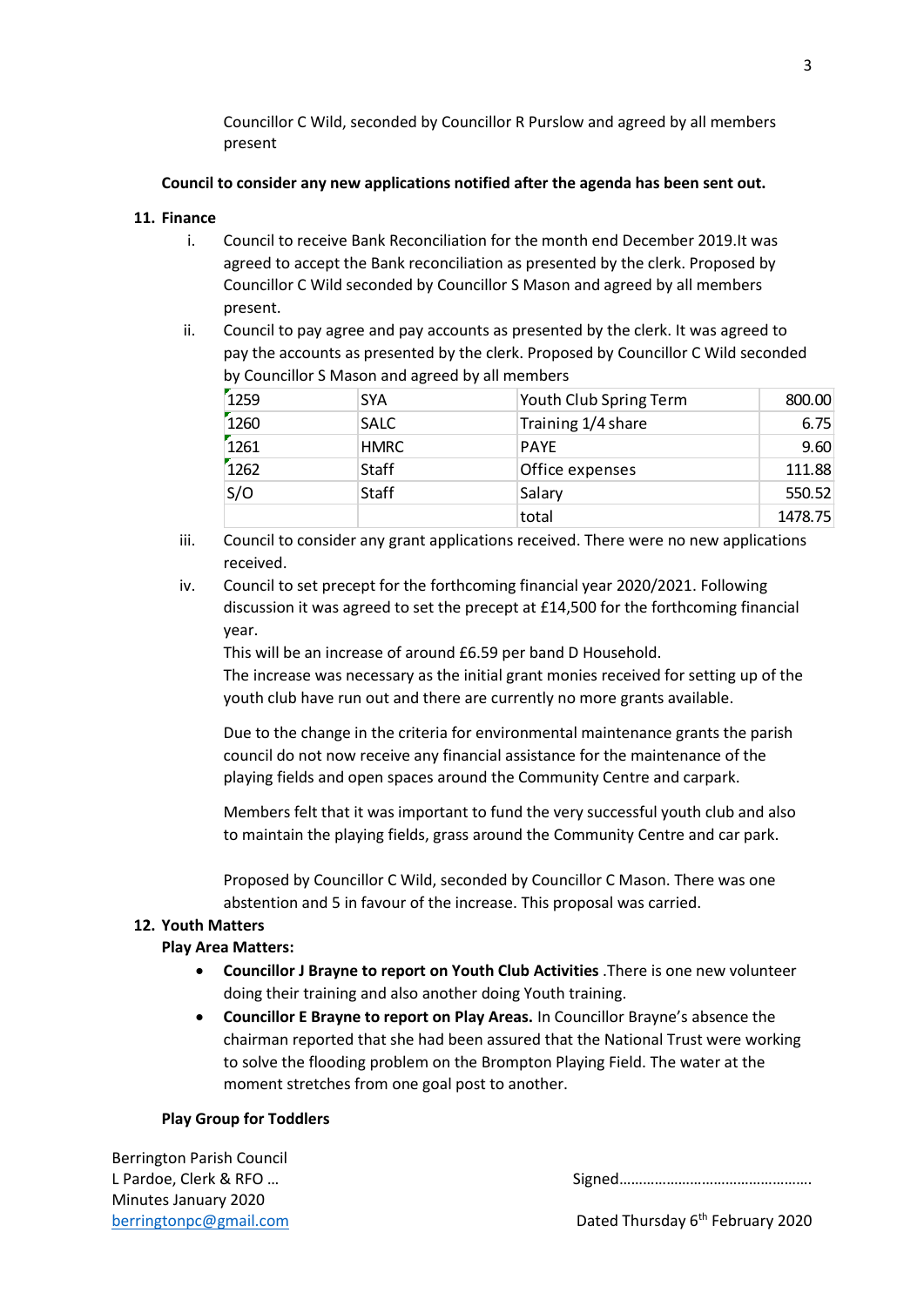Councillor C Wild, seconded by Councillor R Purslow and agreed by all members present

**Council to consider any new applications notified after the agenda has been sent out.**

**11. Finance**

i. Council to receive Bank Reconciliation for the month end December 2019.It was agreed to accept the Bank reconciliation as presented by the clerk. Proposed by Councillor C Wild seconded by Councillor S Mason and agreed by all members present.

ii. Council to pay agree and pay accounts as presented by the clerk. It was agreed to pay the accounts as presented by the clerk. Proposed by Councillor C Wild seconded by Councillor S Mason and agreed by all members

| 1259 | SYA | Youth Club Spring Term | 800.00 |
|---|---|---|---|
| 1260 | SALC | Training 1/4 share | 6.75 |
| 1261 | HMRC | PAYE | 9.60 |
| 1262 | Staff | Office expenses | 111.88 |
| S/O | Staff | Salary | 550.52 |
| | | total | 1478.75 |

iii. Council to consider any grant applications received. There were no new applications received.

iv. Council to set precept for the forthcoming financial year 2020/2021. Following discussion it was agreed to set the precept at £14,500 for the forthcoming financial year.
This will be an increase of around £6.59 per band D Household.
The increase was necessary as the initial grant monies received for setting up of the youth club have run out and there are currently no more grants available.

Due to the change in the criteria for environmental maintenance grants the parish council do not now receive any financial assistance for the maintenance of the playing fields and open spaces around the Community Centre and carpark.

Members felt that it was important to fund the very successful youth club and also to maintain the playing fields, grass around the Community Centre and car park.

Proposed by Councillor C Wild, seconded by Councillor C Mason. There was one abstention and 5 in favour of the increase. This proposal was carried.

**12. Youth Matters**

**Play Area Matters:**

- **Councillor J Brayne to report on Youth Club Activities** .There is one new volunteer doing their training and also another doing Youth training.
- **Councillor E Brayne to report on Play Areas.** In Councillor Brayne's absence the chairman reported that she had been assured that the National Trust were working to solve the flooding problem on the Brompton Playing Field. The water at the moment stretches from one goal post to another.

**Play Group for Toddlers**

Berrington Parish Council
L Pardoe, Clerk & RFO …
Minutes January 2020
berringtonpc@gmail.com

Signed………………………………………….

Dated Thursday 6th February 2020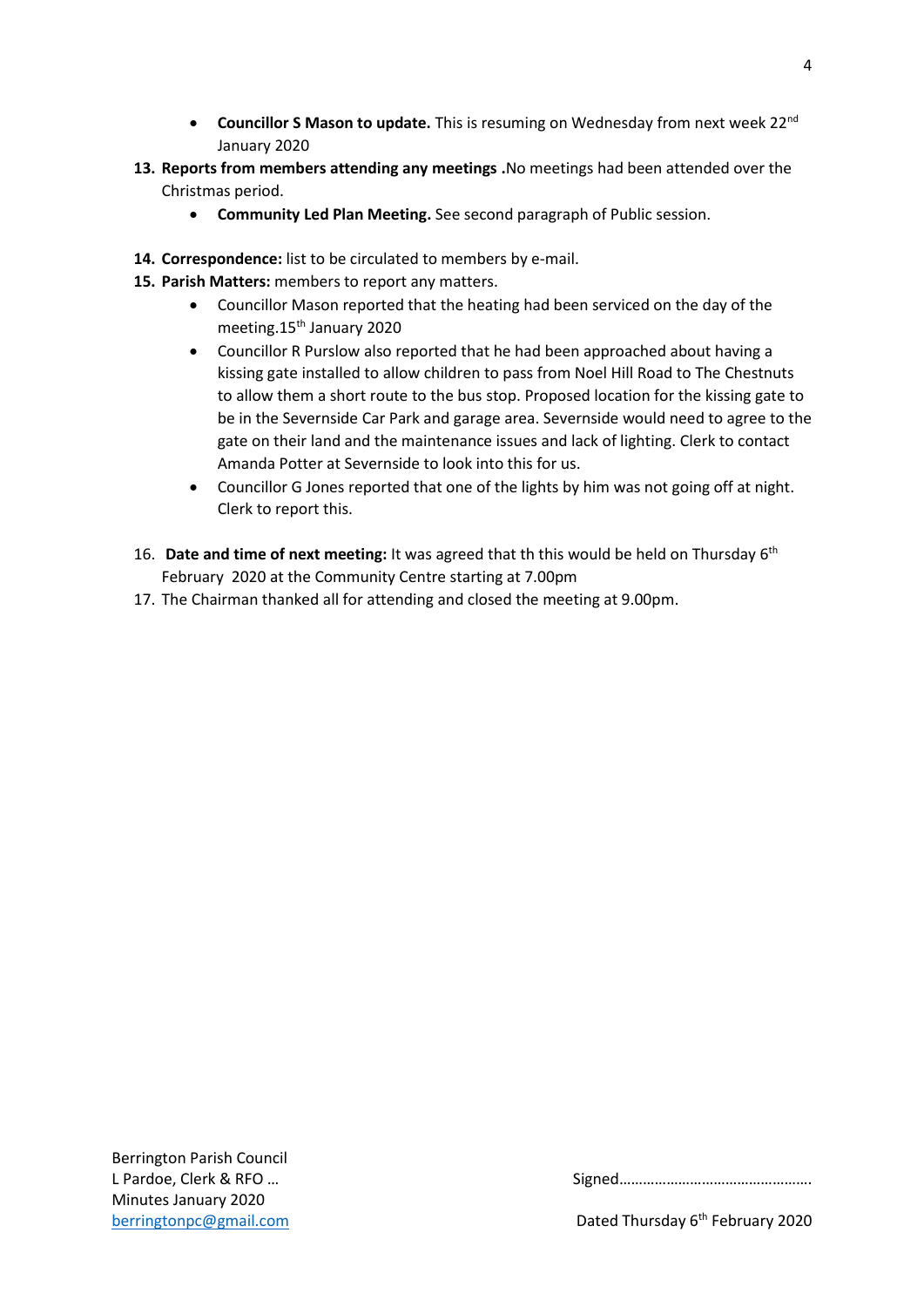- **Councillor S Mason to update.** This is resuming on Wednesday from next week 22nd January 2020

13. **Reports from members attending any meetings .**No meetings had been attended over the Christmas period.
    - **Community Led Plan Meeting.** See second paragraph of Public session.

14. **Correspondence:** list to be circulated to members by e-mail.
15. **Parish Matters:** members to report any matters.
    - Councillor Mason reported that the heating had been serviced on the day of the meeting.15th January 2020
    - Councillor R Purslow also reported that he had been approached about having a kissing gate installed to allow children to pass from Noel Hill Road to The Chestnuts to allow them a short route to the bus stop. Proposed location for the kissing gate to be in the Severnside Car Park and garage area. Severnside would need to agree to the gate on their land and the maintenance issues and lack of lighting. Clerk to contact Amanda Potter at Severnside to look into this for us.
    - Councillor G Jones reported that one of the lights by him was not going off at night. Clerk to report this.

16. **Date and time of next meeting:** It was agreed that th this would be held on Thursday 6th February 2020 at the Community Centre starting at 7.00pm
17. The Chairman thanked all for attending and closed the meeting at 9.00pm.

Berrington Parish Council
L Pardoe, Clerk & RFO …
Minutes January 2020
berringtonpc@gmail.com

Signed………………………………………….

Dated Thursday 6th February 2020